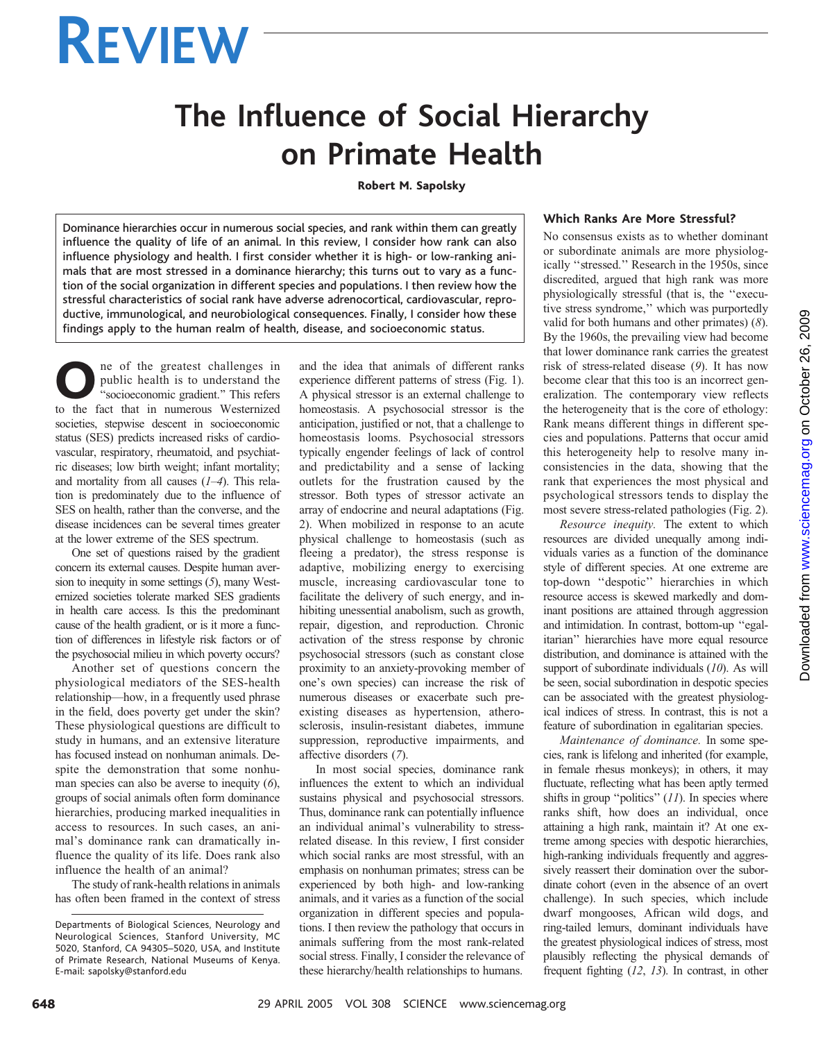# REVIEW

# The Influence of Social Hierarchy on Primate Health

**Robert M. Sapolsky**

**Dominance hierarchies occur in numerous social species, and rank within them can greatly influence the quality of life of an animal. In this review, I consider how rank can also influence physiology and health. I first consider whether it is high- or low-ranking animals that are most stressed in a dominance hierarchy; this turns out to vary as a function of the social organization in different species and populations. I then review how the stressful characteristics of social rank have adverse adrenocortical, cardiovascular, reproductive, immunological, and neurobiological consequences. Finally, I consider how these findings apply to the human realm of health, disease, and socioeconomic status.**

One of the greatest challenges in public health is to understand the "socioeconomic gradient." This refers to the fact that in numerous Westernized societies, stepwise descent in socioeconomic status (SES) predicts increased risks of cardiovascular, respiratory, rheumatoid, and psychiatric diseases; low birth weight; infant mortality; and mortality from all causes (*1*–*4*). This relation is predominately due to the influence of SES on health, rather than the converse, and the disease incidences can be several times greater at the lower extreme of the SES spectrum.

One set of questions raised by the gradient concern its external causes. Despite human aversion to inequity in some settings (*5*), many Westernized societies tolerate marked SES gradients in health care access. Is this the predominant cause of the health gradient, or is it more a function of differences in lifestyle risk factors or of the psychosocial milieu in which poverty occurs?

Another set of questions concern the physiological mediators of the SES-health relationship—how, in a frequently used phrase in the field, does poverty get under the skin? These physiological questions are difficult to study in humans, and an extensive literature has focused instead on nonhuman animals. Despite the demonstration that some nonhuman species can also be averse to inequity (*6*), groups of social animals often form dominance hierarchies, producing marked inequalities in access to resources. In such cases, an animal's dominance rank can dramatically influence the quality of its life. Does rank also influence the health of an animal?

The study of rank-health relations in animals has often been framed in the context of stress and the idea that animals of different ranks experience different patterns of stress (Fig. 1). A physical stressor is an external challenge to homeostasis. A psychosocial stressor is the anticipation, justified or not, that a challenge to homeostasis looms. Psychosocial stressors typically engender feelings of lack of control and predictability and a sense of lacking outlets for the frustration caused by the stressor. Both types of stressor activate an array of endocrine and neural adaptations (Fig. 2). When mobilized in response to an acute physical challenge to homeostasis (such as fleeing a predator), the stress response is adaptive, mobilizing energy to exercising muscle, increasing cardiovascular tone to facilitate the delivery of such energy, and inhibiting unessential anabolism, such as growth, repair, digestion, and reproduction. Chronic activation of the stress response by chronic psychosocial stressors (such as constant close proximity to an anxiety-provoking member of one's own species) can increase the risk of numerous diseases or exacerbate such preexisting diseases as hypertension, atherosclerosis, insulin-resistant diabetes, immune suppression, reproductive impairments, and affective disorders (*7*).

In most social species, dominance rank influences the extent to which an individual sustains physical and psychosocial stressors. Thus, dominance rank can potentially influence an individual animal's vulnerability to stress-related disease. In this review, I first consider which social ranks are most stressful, with an emphasis on nonhuman primates; stress can be experienced by both high- and low-ranking animals, and it varies as a function of the social organization in different species and populations. I then review the pathology that occurs in animals suffering from the most rank-related social stress. Finally, I consider the relevance of these hierarchy/health relationships to humans.

## Which Ranks Are More Stressful?

No consensus exists as to whether dominant or subordinate animals are more physiologically "stressed." Research in the 1950s, since discredited, argued that high rank was more physiologically stressful (that is, the "executive stress syndrome," which was purportedly valid for both humans and other primates) (*8*). By the 1960s, the prevailing view had become that lower dominance rank carries the greatest risk of stress-related disease (*9*). It has now become clear that this too is an incorrect generalization. The contemporary view reflects the heterogeneity that is the core of ethology: Rank means different things in different species and populations. Patterns that occur amid this heterogeneity help to resolve many inconsistencies in the data, showing that the rank that experiences the most physical and psychological stressors tends to display the most severe stress-related pathologies (Fig. 2).

*Resource inequity.* The extent to which resources are divided unequally among individuals varies as a function of the dominance style of different species. At one extreme are top-down "despotic" hierarchies in which resource access is skewed markedly and dominant positions are attained through aggression and intimidation. In contrast, bottom-up "egalitarian" hierarchies have more equal resource distribution, and dominance is attained with the support of subordinate individuals (*10*). As will be seen, social subordination in despotic species can be associated with the greatest physiological indices of stress. In contrast, this is not a feature of subordination in egalitarian species.

*Maintenance of dominance.* In some species, rank is lifelong and inherited (for example, in female rhesus monkeys); in others, it may fluctuate, reflecting what has been aptly termed shifts in group "politics" (*11*). In species where ranks shift, how does an individual, once attaining a high rank, maintain it? At one extreme among species with despotic hierarchies, high-ranking individuals frequently and aggressively reassert their domination over the subordinate cohort (even in the absence of an overt challenge). In such species, which include dwarf mongooses, African wild dogs, and ring-tailed lemurs, dominant individuals have the greatest physiological indices of stress, most plausibly reflecting the physical demands of frequent fighting (*12*, *13*). In contrast, in other

Departments of Biological Sciences, Neurology and Neurological Sciences, Stanford University, MC 5020, Stanford, CA 94305–5020, USA, and Institute of Primate Research, National Museums of Kenya. E-mail: sapolsky@stanford.edu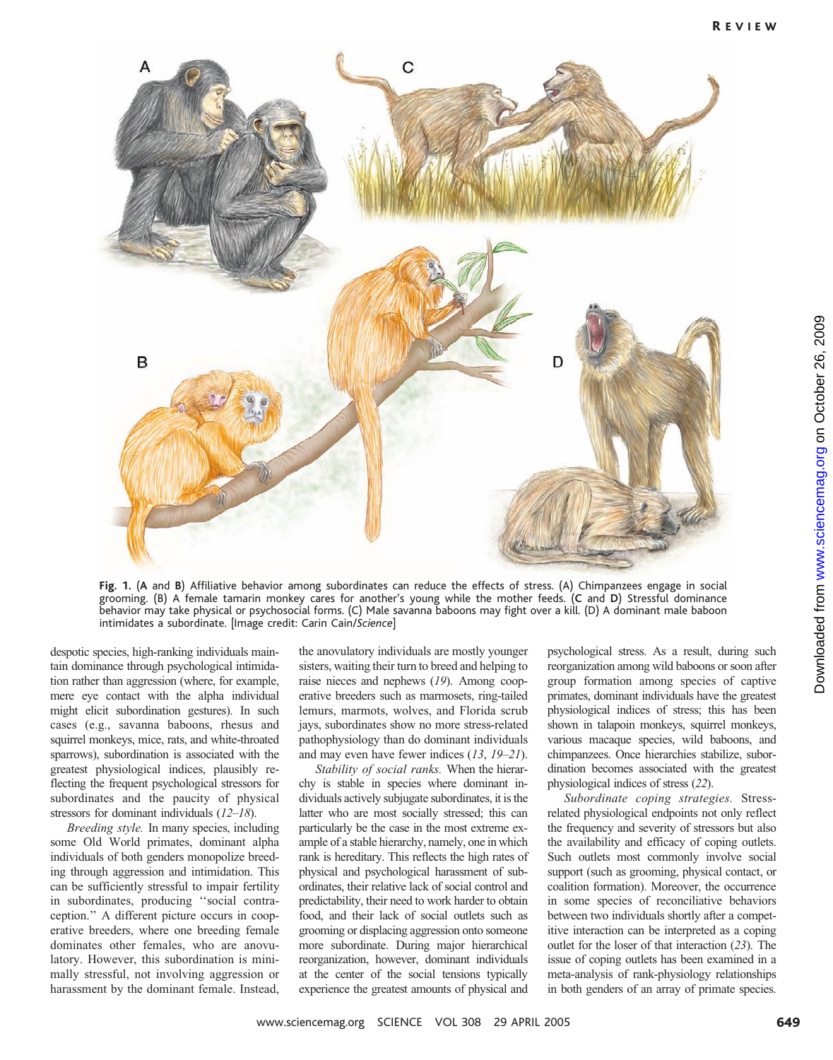**Fig. 1.** (**A** and **B**) Affiliative behavior among subordinates can reduce the effects of stress. (A) Chimpanzees engage in social grooming. (B) A female tamarin monkey cares for another's young while the mother feeds. (**C** and **D**) Stressful dominance behavior may take physical or psychosocial forms. (C) Male savanna baboons may fight over a kill. (D) A dominant male baboon intimidates a subordinate. [Image credit: Carin Cain/*Science*]

despotic species, high-ranking individuals maintain dominance through psychological intimidation rather than aggression (where, for example, mere eye contact with the alpha individual might elicit subordination gestures). In such cases (e.g., savanna baboons, rhesus and squirrel monkeys, mice, rats, and white-throated sparrows), subordination is associated with the greatest physiological indices, plausibly reflecting the frequent psychological stressors for subordinates and the paucity of physical stressors for dominant individuals (*12–18*).

*Breeding style.* In many species, including some Old World primates, dominant alpha individuals of both genders monopolize breeding through aggression and intimidation. This can be sufficiently stressful to impair fertility in subordinates, producing "social contraception." A different picture occurs in cooperative breeders, where one breeding female dominates other females, who are anovulatory. However, this subordination is minimally stressful, not involving aggression or harassment by the dominant female. Instead, the anovulatory individuals are mostly younger sisters, waiting their turn to breed and helping to raise nieces and nephews (*19*). Among cooperative breeders such as marmosets, ring-tailed lemurs, marmots, wolves, and Florida scrub jays, subordinates show no more stress-related pathophysiology than do dominant individuals and may even have fewer indices (*13*, *19–21*).

*Stability of social ranks.* When the hierarchy is stable in species where dominant individuals actively subjugate subordinates, it is the latter who are most socially stressed; this can particularly be the case in the most extreme example of a stable hierarchy, namely, one in which rank is hereditary. This reflects the high rates of physical and psychological harassment of subordinates, their relative lack of social control and predictability, their need to work harder to obtain food, and their lack of social outlets such as grooming or displacing aggression onto someone more subordinate. During major hierarchical reorganization, however, dominant individuals at the center of the social tensions typically experience the greatest amounts of physical and psychological stress. As a result, during such reorganization among wild baboons or soon after group formation among species of captive primates, dominant individuals have the greatest physiological indices of stress; this has been shown in talapoin monkeys, squirrel monkeys, various macaque species, wild baboons, and chimpanzees. Once hierarchies stabilize, subordination becomes associated with the greatest physiological indices of stress (*22*).

*Subordinate coping strategies.* Stress-related physiological endpoints not only reflect the frequency and severity of stressors but also the availability and efficacy of coping outlets. Such outlets most commonly involve social support (such as grooming, physical contact, or coalition formation). Moreover, the occurrence in some species of reconciliative behaviors between two individuals shortly after a competitive interaction can be interpreted as a coping outlet for the loser of that interaction (*23*). The issue of coping outlets has been examined in a meta-analysis of rank-physiology relationships in both genders of an array of primate species.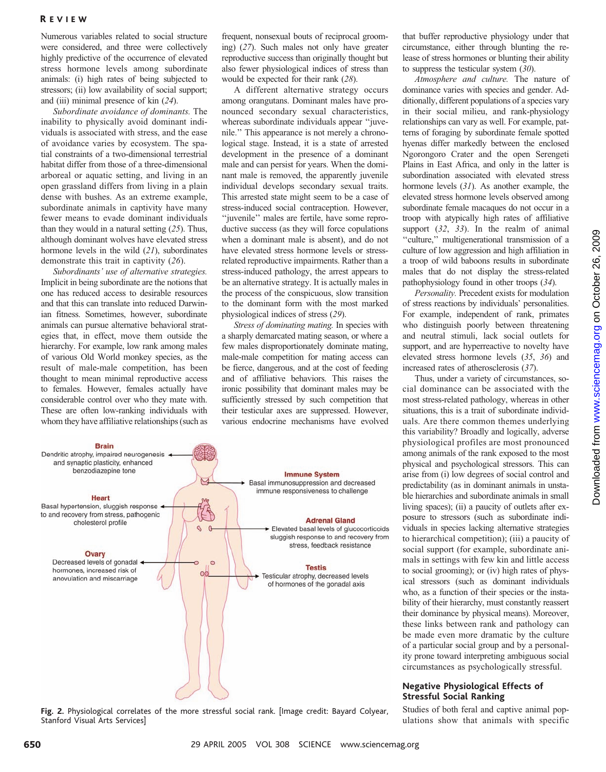Numerous variables related to social structure were considered, and three were collectively highly predictive of the occurrence of elevated stress hormone levels among subordinate animals: (i) high rates of being subjected to stressors; (ii) low availability of social support; and (iii) minimal presence of kin (24).

*Subordinate avoidance of dominants.* The inability to physically avoid dominant individuals is associated with stress, and the ease of avoidance varies by ecosystem. The spatial constraints of a two-dimensional terrestrial habitat differ from those of a three-dimensional arboreal or aquatic setting, and living in an open grassland differs from living in a plain dense with bushes. As an extreme example, subordinate animals in captivity have many fewer means to evade dominant individuals than they would in a natural setting (25). Thus, although dominant wolves have elevated stress hormone levels in the wild (21), subordinates demonstrate this trait in captivity (26).

*Subordinants' use of alternative strategies.* Implicit in being subordinate are the notions that one has reduced access to desirable resources and that this can translate into reduced Darwinian fitness. Sometimes, however, subordinate animals can pursue alternative behavioral strategies that, in effect, move them outside the hierarchy. For example, low rank among males of various Old World monkey species, as the result of male-male competition, has been thought to mean minimal reproductive access to females. However, females actually have considerable control over who they mate with. These are often low-ranking individuals with whom they have affiliative relationships (such as frequent, nonsexual bouts of reciprocal grooming) (27). Such males not only have greater reproductive success than originally thought but also fewer physiological indices of stress than would be expected for their rank (28).

A different alternative strategy occurs among orangutans. Dominant males have pronounced secondary sexual characteristics, whereas subordinate individuals appear "juvenile." This appearance is not merely a chronological stage. Instead, it is a state of arrested development in the presence of a dominant male and can persist for years. When the dominant male is removed, the apparently juvenile individual develops secondary sexual traits. This arrested state might seem to be a case of stress-induced social contraception. However, "juvenile" males are fertile, have some reproductive success (as they will force copulations when a dominant male is absent), and do not have elevated stress hormone levels or stress-related reproductive impairments. Rather than a stress-induced pathology, the arrest appears to be an alternative strategy. It is actually males in the process of the conspicuous, slow transition to the dominant form with the most marked physiological indices of stress (29).

*Stress of dominating mating.* In species with a sharply demarcated mating season, or where a few males disproportionately dominate mating, male-male competition for mating access can be fierce, dangerous, and at the cost of feeding and of affiliative behaviors. This raises the ironic possibility that dominant males may be sufficiently stressed by such competition that their testicular axes are suppressed. However, various endocrine mechanisms have evolved that buffer reproductive physiology under that circumstance, either through blunting the release of stress hormones or blunting their ability to suppress the testicular system (30).

*Atmosphere and culture.* The nature of dominance varies with species and gender. Additionally, different populations of a species vary in their social milieu, and rank-physiology relationships can vary as well. For example, patterns of foraging by subordinate female spotted hyenas differ markedly between the enclosed Ngorongoro Crater and the open Serengeti Plains in East Africa, and only in the latter is subordination associated with elevated stress hormone levels (31). As another example, the elevated stress hormone levels observed among subordinate female macaques do not occur in a troop with atypically high rates of affiliative support (32, 33). In the realm of animal "culture," multigenerational transmission of a culture of low aggression and high affiliation in a troop of wild baboons results in subordinate males that do not display the stress-related pathophysiology found in other troops (34).

*Personality.* Precedent exists for modulation of stress reactions by individuals' personalities. For example, independent of rank, primates who distinguish poorly between threatening and neutral stimuli, lack social outlets for support, and are hyperreactive to novelty have elevated stress hormone levels (35, 36) and increased rates of atherosclerosis (37).

Thus, under a variety of circumstances, social dominance can be associated with the most stress-related pathology, whereas in other situations, this is a trait of subordinate individuals. Are there common themes underlying this variability? Broadly and logically, adverse physiological profiles are most pronounced among animals of the rank exposed to the most physical and psychological stressors. This can arise from (i) low degrees of social control and predictability (as in dominant animals in unstable hierarchies and subordinate animals in small living spaces); (ii) a paucity of outlets after exposure to stressors (such as subordinate individuals in species lacking alternative strategies to hierarchical competition); (iii) a paucity of social support (for example, subordinate animals in settings with few kin and little access to social grooming); or (iv) high rates of physical stressors (such as dominant individuals who, as a function of their species or the instability of their hierarchy, must constantly reassert their dominance by physical means). Moreover, these links between rank and pathology can be made even more dramatic by the culture of a particular social group and by a personality prone toward interpreting ambiguous social circumstances as psychologically stressful.

Brain
Dendritic atrophy, impaired neurogenesis and synaptic plasticity, enhanced benzodiazepine tone

Heart
Basal hypertension, sluggish response to and recovery from stress, pathogenic cholesterol profile

Ovary
Decreased levels of gonadal hormones, increased risk of anovulation and miscarriage

Immune System
Basal immunosuppression and decreased immune responsiveness to challenge

Adrenal Gland
Elevated basal levels of glucocorticoids sluggish response to and recovery from stress, feedback resistance

Testis
Testicular atrophy, decreased levels of hormones of the gonadal axis

**Fig. 2.** Physiological correlates of the more stressful social rank. [Image credit: Bayard Colyear, Stanford Visual Arts Services]

## Negative Physiological Effects of Stressful Social Ranking

Studies of both feral and captive animal populations show that animals with specific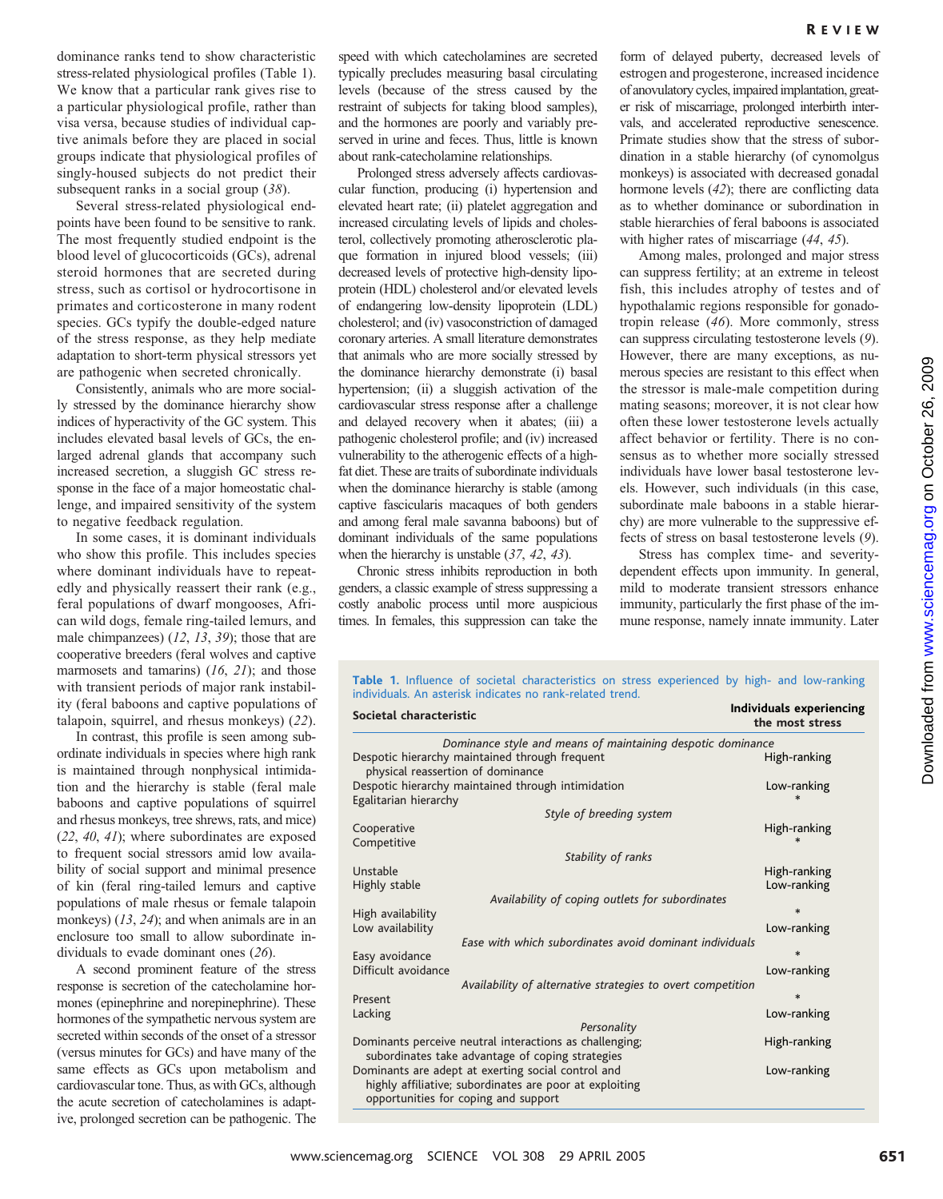dominance ranks tend to show characteristic stress-related physiological profiles (Table 1). We know that a particular rank gives rise to a particular physiological profile, rather than visa versa, because studies of individual captive animals before they are placed in social groups indicate that physiological profiles of singly-housed subjects do not predict their subsequent ranks in a social group (*38*).

Several stress-related physiological endpoints have been found to be sensitive to rank. The most frequently studied endpoint is the blood level of glucocorticoids (GCs), adrenal steroid hormones that are secreted during stress, such as cortisol or hydrocortisone in primates and corticosterone in many rodent species. GCs typify the double-edged nature of the stress response, as they help mediate adaptation to short-term physical stressors yet are pathogenic when secreted chronically.

Consistently, animals who are more socially stressed by the dominance hierarchy show indices of hyperactivity of the GC system. This includes elevated basal levels of GCs, the enlarged adrenal glands that accompany such increased secretion, a sluggish GC stress response in the face of a major homeostatic challenge, and impaired sensitivity of the system to negative feedback regulation.

In some cases, it is dominant individuals who show this profile. This includes species where dominant individuals have to repeatedly and physically reassert their rank (e.g., feral populations of dwarf mongooses, African wild dogs, female ring-tailed lemurs, and male chimpanzees) (*12*, *13*, *39*); those that are cooperative breeders (feral wolves and captive marmosets and tamarins) (*16*, *21*); and those with transient periods of major rank instability (feral baboons and captive populations of talapoin, squirrel, and rhesus monkeys) (*22*).

In contrast, this profile is seen among subordinate individuals in species where high rank is maintained through nonphysical intimidation and the hierarchy is stable (feral male baboons and captive populations of squirrel and rhesus monkeys, tree shrews, rats, and mice) (*22*, *40*, *41*); where subordinates are exposed to frequent social stressors amid low availability of social support and minimal presence of kin (feral ring-tailed lemurs and captive populations of male rhesus or female talapoin monkeys) (*13*, *24*); and when animals are in an enclosure too small to allow subordinate individuals to evade dominant ones (*26*).

A second prominent feature of the stress response is secretion of the catecholamine hormones (epinephrine and norepinephrine). These hormones of the sympathetic nervous system are secreted within seconds of the onset of a stressor (versus minutes for GCs) and have many of the same effects as GCs upon metabolism and cardiovascular tone. Thus, as with GCs, although the acute secretion of catecholamines is adaptive, prolonged secretion can be pathogenic. The speed with which catecholamines are secreted typically precludes measuring basal circulating levels (because of the stress caused by the restraint of subjects for taking blood samples), and the hormones are poorly and variably preserved in urine and feces. Thus, little is known about rank-catecholamine relationships.

Prolonged stress adversely affects cardiovascular function, producing (i) hypertension and elevated heart rate; (ii) platelet aggregation and increased circulating levels of lipids and cholesterol, collectively promoting atherosclerotic plaque formation in injured blood vessels; (iii) decreased levels of protective high-density lipoprotein (HDL) cholesterol and/or elevated levels of endangering low-density lipoprotein (LDL) cholesterol; and (iv) vasoconstriction of damaged coronary arteries. A small literature demonstrates that animals who are more socially stressed by the dominance hierarchy demonstrate (i) basal hypertension; (ii) a sluggish activation of the cardiovascular stress response after a challenge and delayed recovery when it abates; (iii) a pathogenic cholesterol profile; and (iv) increased vulnerability to the atherogenic effects of a high-fat diet. These are traits of subordinate individuals when the dominance hierarchy is stable (among captive fascicularis macaques of both genders and among feral male savanna baboons) but of dominant individuals of the same populations when the hierarchy is unstable (*37*, *42*, *43*).

Chronic stress inhibits reproduction in both genders, a classic example of stress suppressing a costly anabolic process until more auspicious times. In females, this suppression can take the form of delayed puberty, decreased levels of estrogen and progesterone, increased incidence of anovulatory cycles, impaired implantation, greater risk of miscarriage, prolonged interbirth intervals, and accelerated reproductive senescence. Primate studies show that the stress of subordination in a stable hierarchy (of cynomolgus monkeys) is associated with decreased gonadal hormone levels (*42*); there are conflicting data as to whether dominance or subordination in stable hierarchies of feral baboons is associated with higher rates of miscarriage (*44*, *45*).

Among males, prolonged and major stress can suppress fertility; at an extreme in teleost fish, this includes atrophy of testes and of hypothalamic regions responsible for gonadotropin release (*46*). More commonly, stress can suppress circulating testosterone levels (*9*). However, there are many exceptions, as numerous species are resistant to this effect when the stressor is male-male competition during mating seasons; moreover, it is not clear how often these lower testosterone levels actually affect behavior or fertility. There is no consensus as to whether more socially stressed individuals have lower basal testosterone levels. However, such individuals (in this case, subordinate male baboons in a stable hierarchy) are more vulnerable to the suppressive effects of stress on basal testosterone levels (*9*).

Stress has complex time- and severity-dependent effects upon immunity. In general, mild to moderate transient stressors enhance immunity, particularly the first phase of the immune response, namely innate immunity. Later

**Table 1.** Influence of societal characteristics on stress experienced by high- and low-ranking individuals. An asterisk indicates no rank-related trend.

| Societal characteristic | Individuals experiencing the most stress |
|---|---|
| *Dominance style and means of maintaining despotic dominance* | |
| Despotic hierarchy maintained through frequent physical reassertion of dominance | High-ranking |
| Despotic hierarchy maintained through intimidation | Low-ranking |
| Egalitarian hierarchy | * |
| *Style of breeding system* | |
| Cooperative | High-ranking |
| Competitive | * |
| *Stability of ranks* | |
| Unstable | High-ranking |
| Highly stable | Low-ranking |
| *Availability of coping outlets for subordinates* | |
| High availability | * |
| Low availability | Low-ranking |
| *Ease with which subordinates avoid dominant individuals* | |
| Easy avoidance | * |
| Difficult avoidance | Low-ranking |
| *Availability of alternative strategies to overt competition* | |
| Present | * |
| Lacking | Low-ranking |
| *Personality* | |
| Dominants perceive neutral interactions as challenging; subordinates take advantage of coping strategies | High-ranking |
| Dominants are adept at exerting social control and highly affiliative; subordinates are poor at exploiting opportunities for coping and support | Low-ranking |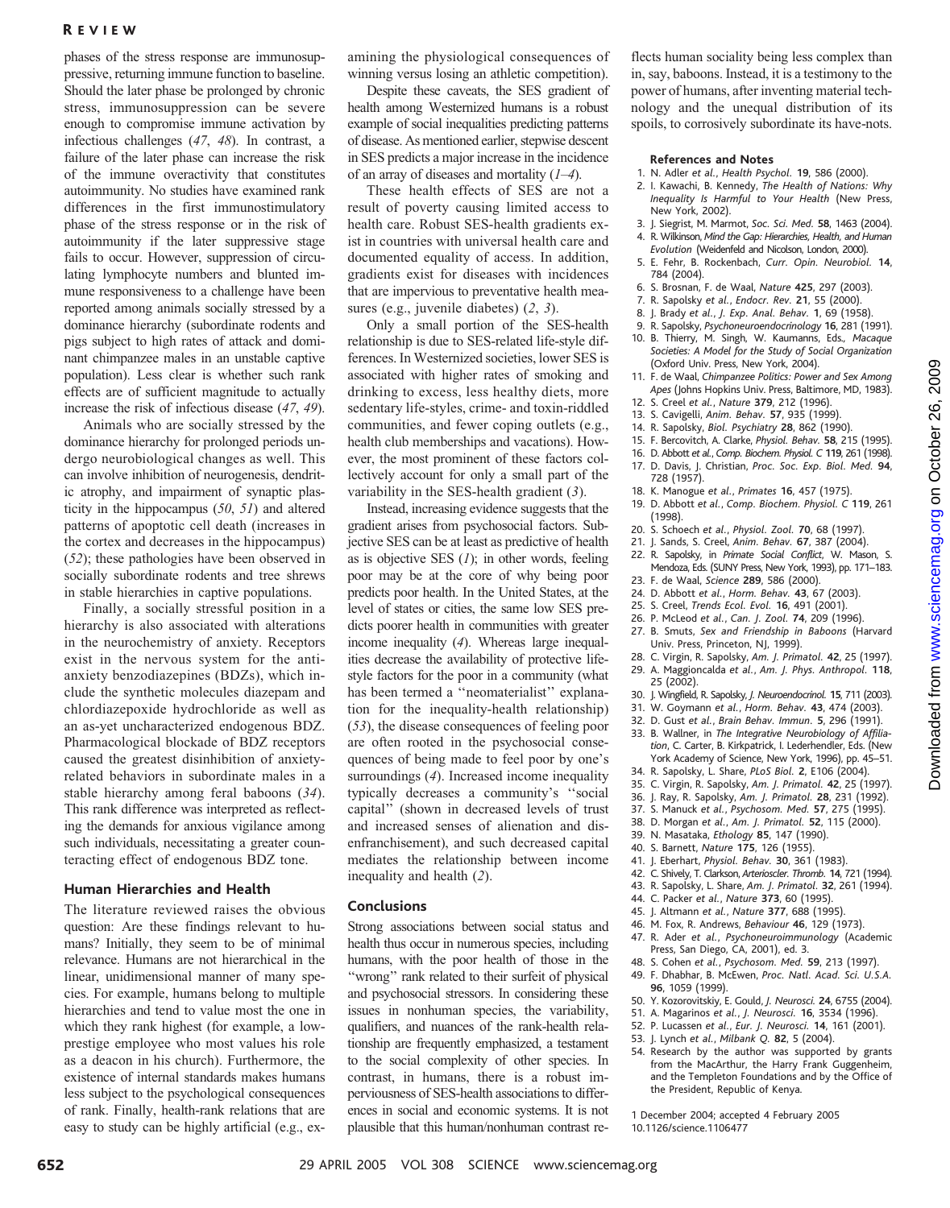phases of the stress response are immunosuppressive, returning immune function to baseline. Should the later phase be prolonged by chronic stress, immunosuppression can be severe enough to compromise immune activation by infectious challenges (47, 48). In contrast, a failure of the later phase can increase the risk of the immune overactivity that constitutes autoimmunity. No studies have examined rank differences in the first immunostimulatory phase of the stress response or in the risk of autoimmunity if the later suppressive stage fails to occur. However, suppression of circulating lymphocyte numbers and blunted immune responsiveness to a challenge have been reported among animals socially stressed by a dominance hierarchy (subordinate rodents and pigs subject to high rates of attack and dominant chimpanzee males in an unstable captive population). Less clear is whether such rank effects are of sufficient magnitude to actually increase the risk of infectious disease (47, 49).

Animals who are socially stressed by the dominance hierarchy for prolonged periods undergo neurobiological changes as well. This can involve inhibition of neurogenesis, dendritic atrophy, and impairment of synaptic plasticity in the hippocampus (50, 51) and altered patterns of apoptotic cell death (increases in the cortex and decreases in the hippocampus) (52); these pathologies have been observed in socially subordinate rodents and tree shrews in stable hierarchies in captive populations.

Finally, a socially stressful position in a hierarchy is also associated with alterations in the neurochemistry of anxiety. Receptors exist in the nervous system for the antianxiety benzodiazepines (BDZs), which include the synthetic molecules diazepam and chlordiazepoxide hydrochloride as well as an as-yet uncharacterized endogenous BDZ. Pharmacological blockade of BDZ receptors caused the greatest disinhibition of anxiety-related behaviors in subordinate males in a stable hierarchy among feral baboons (34). This rank difference was interpreted as reflecting the demands for anxious vigilance among such individuals, necessitating a greater counteracting effect of endogenous BDZ tone.

## Human Hierarchies and Health

The literature reviewed raises the obvious question: Are these findings relevant to humans? Initially, they seem to be of minimal relevance. Humans are not hierarchical in the linear, unidimensional manner of many species. For example, humans belong to multiple hierarchies and tend to value most the one in which they rank highest (for example, a low-prestige employee who most values his role as a deacon in his church). Furthermore, the existence of internal standards makes humans less subject to the psychological consequences of rank. Finally, health-rank relations that are easy to study can be highly artificial (e.g., examining the physiological consequences of winning versus losing an athletic competition).

Despite these caveats, the SES gradient of health among Westernized humans is a robust example of social inequalities predicting patterns of disease. As mentioned earlier, stepwise descent in SES predicts a major increase in the incidence of an array of diseases and mortality (1–4).

These health effects of SES are not a result of poverty causing limited access to health care. Robust SES-health gradients exist in countries with universal health care and documented equality of access. In addition, gradients exist for diseases with incidences that are impervious to preventative health measures (e.g., juvenile diabetes) (2, 3).

Only a small portion of the SES-health relationship is due to SES-related life-style differences. In Westernized societies, lower SES is associated with higher rates of smoking and drinking to excess, less healthy diets, more sedentary life-styles, crime- and toxin-riddled communities, and fewer coping outlets (e.g., health club memberships and vacations). However, the most prominent of these factors collectively account for only a small part of the variability in the SES-health gradient (3).

Instead, increasing evidence suggests that the gradient arises from psychosocial factors. Subjective SES can be at least as predictive of health as is objective SES (1); in other words, feeling poor may be at the core of why being poor predicts poor health. In the United States, at the level of states or cities, the same low SES predicts poorer health in communities with greater income inequality (4). Whereas large inequalities decrease the availability of protective life-style factors for the poor in a community (what has been termed a "neomaterialist" explanation for the inequality-health relationship) (53), the disease consequences of feeling poor are often rooted in the psychosocial consequences of being made to feel poor by one's surroundings (4). Increased income inequality typically decreases a community's "social capital" (shown in decreased levels of trust and increased senses of alienation and disenfranchisement), and such decreased capital mediates the relationship between income inequality and health (2).

## Conclusions

Strong associations between social status and health thus occur in numerous species, including humans, with the poor health of those in the "wrong" rank related to their surfeit of physical and psychosocial stressors. In considering these issues in nonhuman species, the variability, qualifiers, and nuances of the rank-health relationship are frequently emphasized, a testament to the social complexity of other species. In contrast, in humans, there is a robust imperviousness of SES-health associations to differences in social and economic systems. It is not plausible that this human/nonhuman contrast reflects human sociality being less complex than in, say, baboons. Instead, it is a testimony to the power of humans, after inventing material technology and the unequal distribution of its spoils, to corrosively subordinate its have-nots.

### References and Notes

1. N. Adler *et al.*, *Health Psychol.* **19**, 586 (2000).
2. I. Kawachi, B. Kennedy, *The Health of Nations: Why Inequality Is Harmful to Your Health* (New Press, New York, 2002).
3. J. Siegrist, M. Marmot, *Soc. Sci. Med.* **58**, 1463 (2004).
4. R. Wilkinson, *Mind the Gap: Hierarchies, Health, and Human Evolution* (Weidenfeld and Nicolson, London, 2000).
5. E. Fehr, B. Rockenbach, *Curr. Opin. Neurobiol.* **14**, 784 (2004).
6. S. Brosnan, F. de Waal, *Nature* **425**, 297 (2003).
7. R. Sapolsky *et al.*, *Endocr. Rev.* **21**, 55 (2000).
8. J. Brady *et al.*, *J. Exp. Anal. Behav.* **1**, 69 (1958).
9. R. Sapolsky, *Psychoneuroendocrinology* **16**, 281 (1991).
10. B. Thierry, M. Singh, W. Kaumanns, Eds., *Macaque Societies: A Model for the Study of Social Organization* (Oxford Univ. Press, New York, 2004).
11. F. de Waal, *Chimpanzee Politics: Power and Sex Among Apes* (Johns Hopkins Univ. Press, Baltimore, MD, 1983).
12. S. Creel *et al.*, *Nature* **379**, 212 (1996).
13. S. Cavigelli, *Anim. Behav.* **57**, 935 (1999).
14. R. Sapolsky, *Biol. Psychiatry* **28**, 862 (1990).
15. F. Bercovitch, A. Clarke, *Physiol. Behav.* **58**, 215 (1995).
16. D. Abbott *et al.*, *Comp. Biochem. Physiol. C* **119**, 261 (1998).
17. D. Davis, J. Christian, *Proc. Soc. Exp. Biol. Med.* **94**, 728 (1957).
18. K. Manogue *et al.*, *Primates* **16**, 457 (1975).
19. D. Abbott *et al.*, *Comp. Biochem. Physiol. C* **119**, 261 (1998).
20. S. Schoech *et al.*, *Physiol. Zool.* **70**, 68 (1997).
21. J. Sands, S. Creel, *Anim. Behav.* **67**, 387 (2004).
22. R. Sapolsky, in *Primate Social Conflict*, W. Mason, S. Mendoza, Eds. (SUNY Press, New York, 1993), pp. 171–183.
23. F. de Waal, *Science* **289**, 586 (2000).
24. D. Abbott *et al.*, *Horm. Behav.* **43**, 67 (2003).
25. S. Creel, *Trends Ecol. Evol.* **16**, 491 (2001).
26. P. McLeod *et al.*, *Can. J. Zool.* **74**, 209 (1996).
27. B. Smuts, *Sex and Friendship in Baboons* (Harvard Univ. Press, Princeton, NJ, 1999).
28. C. Virgin, R. Sapolsky, *Am. J. Primatol.* **42**, 25 (1997).
29. A. Maggioncalda *et al.*, *Am. J. Phys. Anthropol.* **118**, 25 (2002).
30. J. Wingfield, R. Sapolsky, *J. Neuroendocrinol.* **15**, 711 (2003).
31. W. Goymann *et al.*, *Horm. Behav.* **43**, 474 (2003).
32. D. Gust *et al.*, *Brain Behav. Immun.* **5**, 296 (1991).
33. B. Wallner, in *The Integrative Neurobiology of Affiliation*, C. Carter, B. Kirkpatrick, I. Lederhendler, Eds. (New York Academy of Science, New York, 1996), pp. 45–51.
34. R. Sapolsky, L. Share, *PLoS Biol.* **2**, E106 (2004).
35. C. Virgin, R. Sapolsky, *Am. J. Primatol.* **42**, 25 (1997).
36. J. Ray, R. Sapolsky, *Am. J. Primatol.* **28**, 231 (1992).
37. S. Manuck *et al.*, *Psychosom. Med.* **57**, 275 (1995).
38. D. Morgan *et al.*, *Am. J. Primatol.* **52**, 115 (2000).
39. N. Masataka, *Ethology* **85**, 147 (1990).
40. S. Barnett, *Nature* **175**, 126 (1955).
41. J. Eberhart, *Physiol. Behav.* **30**, 361 (1983).
42. C. Shively, T. Clarkson, *Arterioscler. Thromb.* **14**, 721 (1994).
43. R. Sapolsky, L. Share, *Am. J. Primatol.* **32**, 261 (1994).
44. C. Packer *et al.*, *Nature* **373**, 60 (1995).
45. J. Altmann *et al.*, *Nature* **377**, 688 (1995).
46. M. Fox, R. Andrews, *Behaviour* **46**, 129 (1973).
47. R. Ader *et al.*, *Psychoneuroimmunology* (Academic Press, San Diego, CA, 2001), ed. 3.
48. S. Cohen *et al.*, *Psychosom. Med.* **59**, 213 (1997).
49. F. Dhabhar, B. McEwen, *Proc. Natl. Acad. Sci. U.S.A.* **96**, 1059 (1999).
50. Y. Kozorovitskiy, E. Gould, *J. Neurosci.* **24**, 6755 (2004).
51. A. Magarinos *et al.*, *J. Neurosci.* **16**, 3534 (1996).
52. P. Lucassen *et al.*, *Eur. J. Neurosci.* **14**, 161 (2001).
53. J. Lynch *et al.*, *Milbank Q.* **82**, 5 (2004).
54. Research by the author was supported by grants from the MacArthur, the Harry Frank Guggenheim, and the Templeton Foundations and by the Office of the President, Republic of Kenya.

1 December 2004; accepted 4 February 2005
10.1126/science.1106477